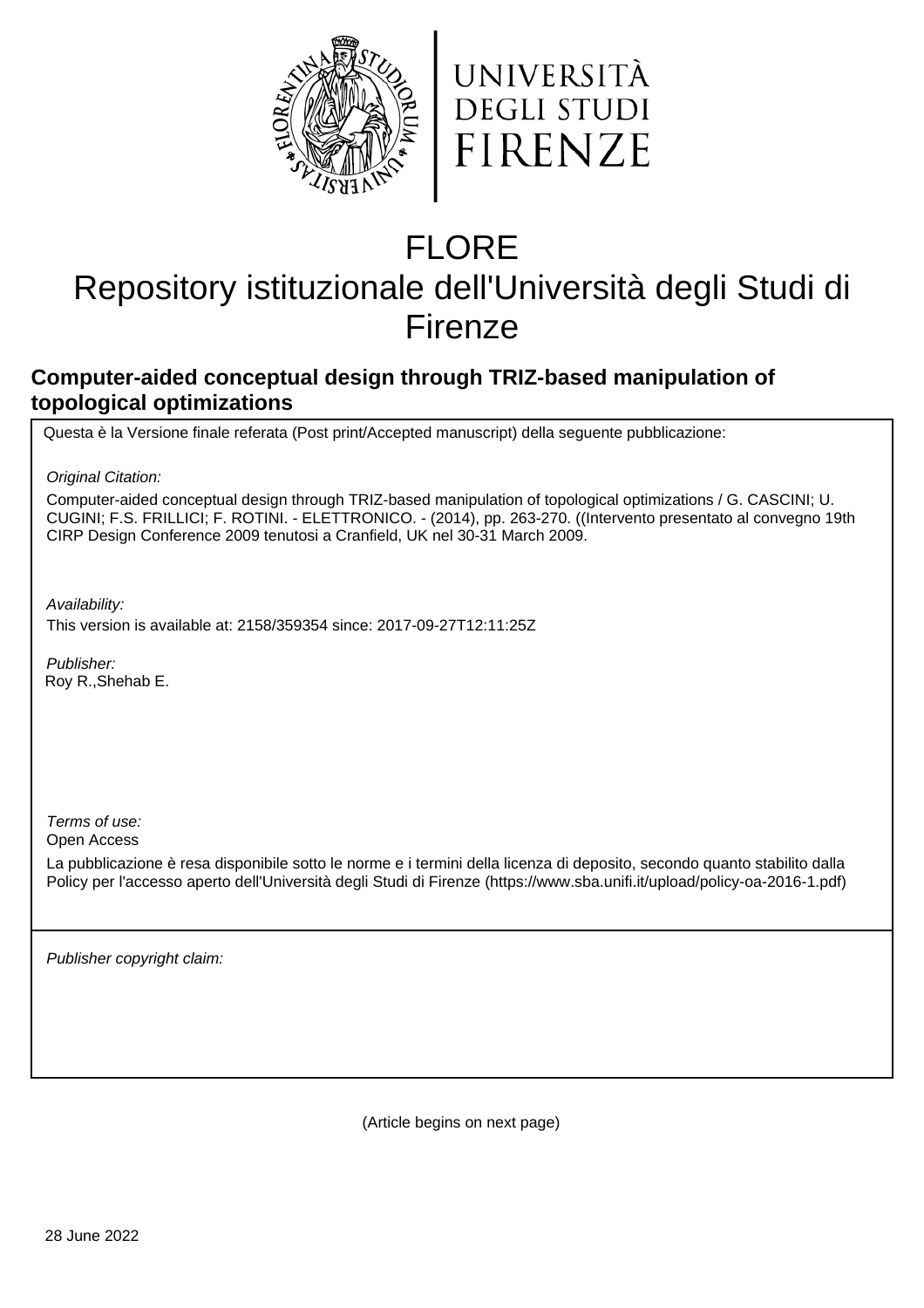UNIVERSITÀ DEGLI STUDI FIRENZE

# FLORE
# Repository istituzionale dell'Università degli Studi di Firenze

## Computer-aided conceptual design through TRIZ-based manipulation of topological optimizations

Questa è la Versione finale referata (Post print/Accepted manuscript) della seguente pubblicazione:

*Original Citation:*

Computer-aided conceptual design through TRIZ-based manipulation of topological optimizations / G. CASCINI; U. CUGINI; F.S. FRILLICI; F. ROTINI. - ELETTRONICO. - (2014), pp. 263-270. ((Intervento presentato al convegno 19th CIRP Design Conference 2009 tenutosi a Cranfield, UK nel 30-31 March 2009.

*Availability:*

This version is available at: 2158/359354 since: 2017-09-27T12:11:25Z

*Publisher:*

Roy R.,Shehab E.

*Terms of use:*

Open Access

La pubblicazione è resa disponibile sotto le norme e i termini della licenza di deposito, secondo quanto stabilito dalla Policy per l'accesso aperto dell'Università degli Studi di Firenze (https://www.sba.unifi.it/upload/policy-oa-2016-1.pdf)

*Publisher copyright claim:*

(Article begins on next page)

28 June 2022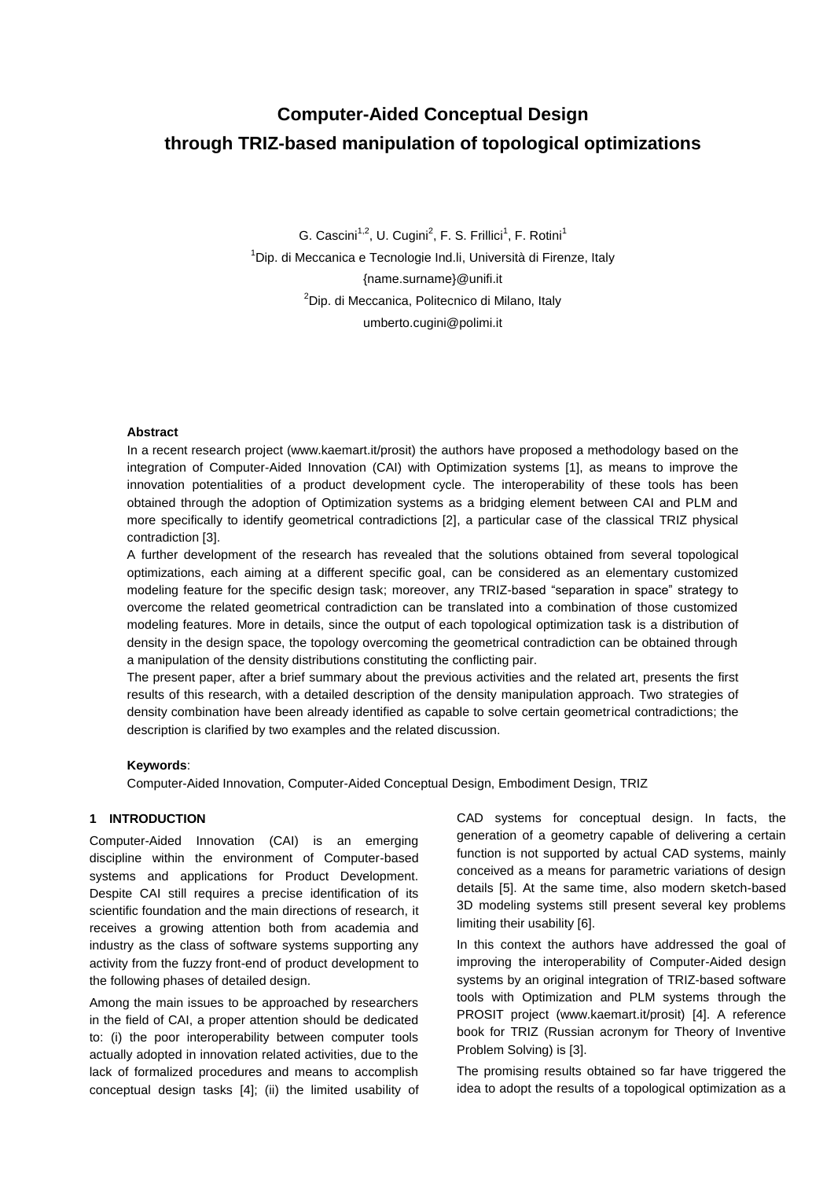# Computer-Aided Conceptual Design through TRIZ-based manipulation of topological optimizations

G. Cascini[1,2], U. Cugini[2], F. S. Frillici[1], F. Rotini[1]

[1]Dip. di Meccanica e Tecnologie Ind.li, Università di Firenze, Italy
{name.surname}@unifi.it
[2]Dip. di Meccanica, Politecnico di Milano, Italy
umberto.cugini@polimi.it

**Abstract**

In a recent research project (www.kaemart.it/prosit) the authors have proposed a methodology based on the integration of Computer-Aided Innovation (CAI) with Optimization systems [1], as means to improve the innovation potentialities of a product development cycle. The interoperability of these tools has been obtained through the adoption of Optimization systems as a bridging element between CAI and PLM and more specifically to identify geometrical contradictions [2], a particular case of the classical TRIZ physical contradiction [3].

A further development of the research has revealed that the solutions obtained from several topological optimizations, each aiming at a different specific goal, can be considered as an elementary customized modeling feature for the specific design task; moreover, any TRIZ-based "separation in space" strategy to overcome the related geometrical contradiction can be translated into a combination of those customized modeling features. More in details, since the output of each topological optimization task is a distribution of density in the design space, the topology overcoming the geometrical contradiction can be obtained through a manipulation of the density distributions constituting the conflicting pair.

The present paper, after a brief summary about the previous activities and the related art, presents the first results of this research, with a detailed description of the density manipulation approach. Two strategies of density combination have been already identified as capable to solve certain geometrical contradictions; the description is clarified by two examples and the related discussion.

**Keywords**:

Computer-Aided Innovation, Computer-Aided Conceptual Design, Embodiment Design, TRIZ

## 1 INTRODUCTION

Computer-Aided Innovation (CAI) is an emerging discipline within the environment of Computer-based systems and applications for Product Development. Despite CAI still requires a precise identification of its scientific foundation and the main directions of research, it receives a growing attention both from academia and industry as the class of software systems supporting any activity from the fuzzy front-end of product development to the following phases of detailed design.

Among the main issues to be approached by researchers in the field of CAI, a proper attention should be dedicated to: (i) the poor interoperability between computer tools actually adopted in innovation related activities, due to the lack of formalized procedures and means to accomplish conceptual design tasks [4]; (ii) the limited usability of CAD systems for conceptual design. In facts, the generation of a geometry capable of delivering a certain function is not supported by actual CAD systems, mainly conceived as a means for parametric variations of design details [5]. At the same time, also modern sketch-based 3D modeling systems still present several key problems limiting their usability [6].

In this context the authors have addressed the goal of improving the interoperability of Computer-Aided design systems by an original integration of TRIZ-based software tools with Optimization and PLM systems through the PROSIT project (www.kaemart.it/prosit) [4]. A reference book for TRIZ (Russian acronym for Theory of Inventive Problem Solving) is [3].

The promising results obtained so far have triggered the idea to adopt the results of a topological optimization as a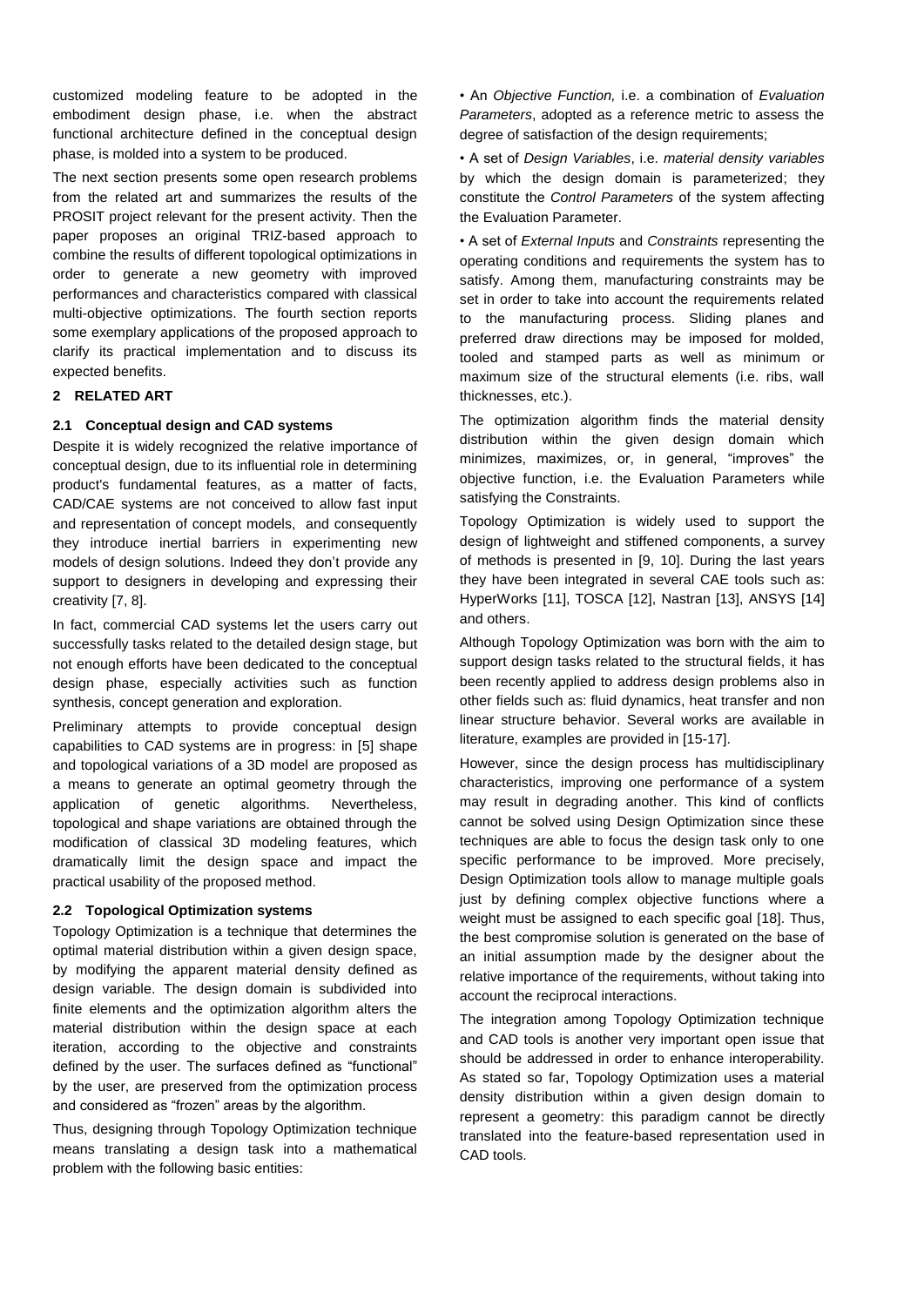customized modeling feature to be adopted in the embodiment design phase, i.e. when the abstract functional architecture defined in the conceptual design phase, is molded into a system to be produced.

The next section presents some open research problems from the related art and summarizes the results of the PROSIT project relevant for the present activity. Then the paper proposes an original TRIZ-based approach to combine the results of different topological optimizations in order to generate a new geometry with improved performances and characteristics compared with classical multi-objective optimizations. The fourth section reports some exemplary applications of the proposed approach to clarify its practical implementation and to discuss its expected benefits.

## 2 RELATED ART

### 2.1 Conceptual design and CAD systems

Despite it is widely recognized the relative importance of conceptual design, due to its influential role in determining product's fundamental features, as a matter of facts, CAD/CAE systems are not conceived to allow fast input and representation of concept models, and consequently they introduce inertial barriers in experimenting new models of design solutions. Indeed they don't provide any support to designers in developing and expressing their creativity [7, 8].

In fact, commercial CAD systems let the users carry out successfully tasks related to the detailed design stage, but not enough efforts have been dedicated to the conceptual design phase, especially activities such as function synthesis, concept generation and exploration.

Preliminary attempts to provide conceptual design capabilities to CAD systems are in progress: in [5] shape and topological variations of a 3D model are proposed as a means to generate an optimal geometry through the application of genetic algorithms. Nevertheless, topological and shape variations are obtained through the modification of classical 3D modeling features, which dramatically limit the design space and impact the practical usability of the proposed method.

### 2.2 Topological Optimization systems

Topology Optimization is a technique that determines the optimal material distribution within a given design space, by modifying the apparent material density defined as design variable. The design domain is subdivided into finite elements and the optimization algorithm alters the material distribution within the design space at each iteration, according to the objective and constraints defined by the user. The surfaces defined as "functional" by the user, are preserved from the optimization process and considered as "frozen" areas by the algorithm.

Thus, designing through Topology Optimization technique means translating a design task into a mathematical problem with the following basic entities:

• An *Objective Function,* i.e. a combination of *Evaluation Parameters*, adopted as a reference metric to assess the degree of satisfaction of the design requirements;

• A set of *Design Variables*, i.e. *material density variables* by which the design domain is parameterized; they constitute the *Control Parameters* of the system affecting the Evaluation Parameter.

• A set of *External Inputs* and *Constraints* representing the operating conditions and requirements the system has to satisfy. Among them, manufacturing constraints may be set in order to take into account the requirements related to the manufacturing process. Sliding planes and preferred draw directions may be imposed for molded, tooled and stamped parts as well as minimum or maximum size of the structural elements (i.e. ribs, wall thicknesses, etc.).

The optimization algorithm finds the material density distribution within the given design domain which minimizes, maximizes, or, in general, "improves" the objective function, i.e. the Evaluation Parameters while satisfying the Constraints.

Topology Optimization is widely used to support the design of lightweight and stiffened components, a survey of methods is presented in [9, 10]. During the last years they have been integrated in several CAE tools such as: HyperWorks [11], TOSCA [12], Nastran [13], ANSYS [14] and others.

Although Topology Optimization was born with the aim to support design tasks related to the structural fields, it has been recently applied to address design problems also in other fields such as: fluid dynamics, heat transfer and non linear structure behavior. Several works are available in literature, examples are provided in [15-17].

However, since the design process has multidisciplinary characteristics, improving one performance of a system may result in degrading another. This kind of conflicts cannot be solved using Design Optimization since these techniques are able to focus the design task only to one specific performance to be improved. More precisely, Design Optimization tools allow to manage multiple goals just by defining complex objective functions where a weight must be assigned to each specific goal [18]. Thus, the best compromise solution is generated on the base of an initial assumption made by the designer about the relative importance of the requirements, without taking into account the reciprocal interactions.

The integration among Topology Optimization technique and CAD tools is another very important open issue that should be addressed in order to enhance interoperability. As stated so far, Topology Optimization uses a material density distribution within a given design domain to represent a geometry: this paradigm cannot be directly translated into the feature-based representation used in CAD tools.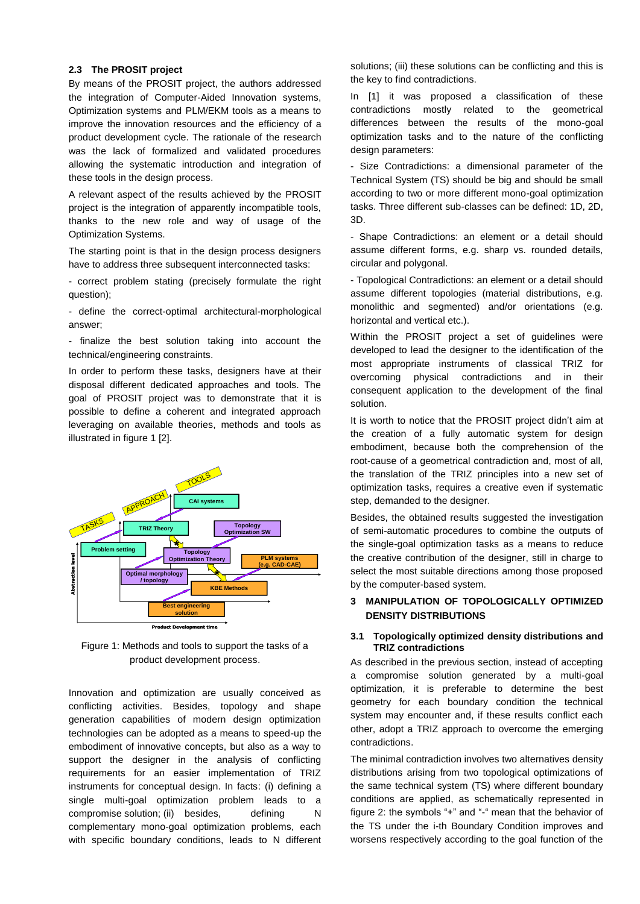### 2.3 The PROSIT project

By means of the PROSIT project, the authors addressed the integration of Computer-Aided Innovation systems, Optimization systems and PLM/EKM tools as a means to improve the innovation resources and the efficiency of a product development cycle. The rationale of the research was the lack of formalized and validated procedures allowing the systematic introduction and integration of these tools in the design process.

A relevant aspect of the results achieved by the PROSIT project is the integration of apparently incompatible tools, thanks to the new role and way of usage of the Optimization Systems.

The starting point is that in the design process designers have to address three subsequent interconnected tasks:

- correct problem stating (precisely formulate the right question);

- define the correct-optimal architectural-morphological answer;

- finalize the best solution taking into account the technical/engineering constraints.

In order to perform these tasks, designers have at their disposal different dedicated approaches and tools. The goal of PROSIT project was to demonstrate that it is possible to define a coherent and integrated approach leveraging on available theories, methods and tools as illustrated in figure 1 [2].

TASKS
APPROACH
TOOLS
CAI systems
TRIZ Theory
Topology Optimization SW
Problem setting
Topology Optimization Theory
PLM systems (e.g. CAD-CAE)
Optimal morphology / topology
KBE Methods
Best engineering solution
Abstraction level
Product Development time

Figure 1: Methods and tools to support the tasks of a product development process.

Innovation and optimization are usually conceived as conflicting activities. Besides, topology and shape generation capabilities of modern design optimization technologies can be adopted as a means to speed-up the embodiment of innovative concepts, but also as a way to support the designer in the analysis of conflicting requirements for an easier implementation of TRIZ instruments for conceptual design. In facts: (i) defining a single multi-goal optimization problem leads to a compromise solution; (ii) besides, defining N complementary mono-goal optimization problems, each with specific boundary conditions, leads to N different solutions; (iii) these solutions can be conflicting and this is the key to find contradictions.

In [1] it was proposed a classification of these contradictions mostly related to the geometrical differences between the results of the mono-goal optimization tasks and to the nature of the conflicting design parameters:

- Size Contradictions: a dimensional parameter of the Technical System (TS) should be big and should be small according to two or more different mono-goal optimization tasks. Three different sub-classes can be defined: 1D, 2D, 3D.

- Shape Contradictions: an element or a detail should assume different forms, e.g. sharp vs. rounded details, circular and polygonal.

- Topological Contradictions: an element or a detail should assume different topologies (material distributions, e.g. monolithic and segmented) and/or orientations (e.g. horizontal and vertical etc.).

Within the PROSIT project a set of guidelines were developed to lead the designer to the identification of the most appropriate instruments of classical TRIZ for overcoming physical contradictions and in their consequent application to the development of the final solution.

It is worth to notice that the PROSIT project didn't aim at the creation of a fully automatic system for design embodiment, because both the comprehension of the root-cause of a geometrical contradiction and, most of all, the translation of the TRIZ principles into a new set of optimization tasks, requires a creative even if systematic step, demanded to the designer.

Besides, the obtained results suggested the investigation of semi-automatic procedures to combine the outputs of the single-goal optimization tasks as a means to reduce the creative contribution of the designer, still in charge to select the most suitable directions among those proposed by the computer-based system.

## 3 MANIPULATION OF TOPOLOGICALLY OPTIMIZED DENSITY DISTRIBUTIONS

### 3.1 Topologically optimized density distributions and TRIZ contradictions

As described in the previous section, instead of accepting a compromise solution generated by a multi-goal optimization, it is preferable to determine the best geometry for each boundary condition the technical system may encounter and, if these results conflict each other, adopt a TRIZ approach to overcome the emerging contradictions.

The minimal contradiction involves two alternatives density distributions arising from two topological optimizations of the same technical system (TS) where different boundary conditions are applied, as schematically represented in figure 2: the symbols "+" and "-" mean that the behavior of the TS under the i-th Boundary Condition improves and worsens respectively according to the goal function of the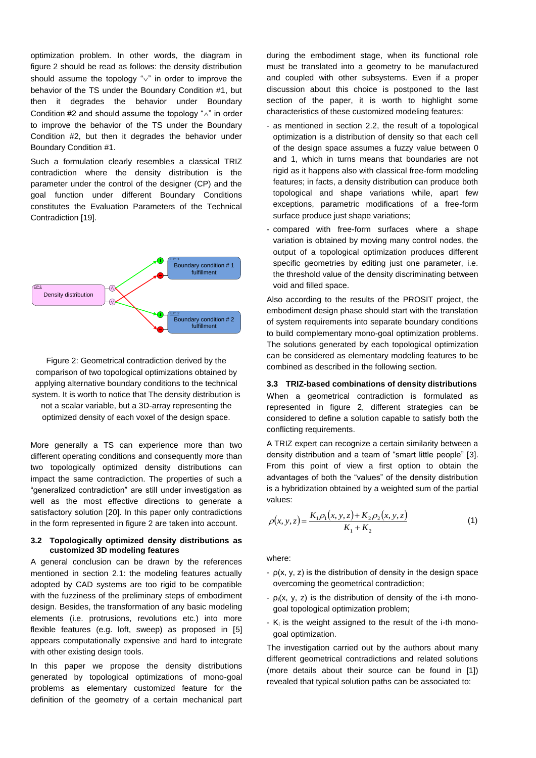optimization problem. In other words, the diagram in figure 2 should be read as follows: the density distribution should assume the topology "∨" in order to improve the behavior of the TS under the Boundary Condition #1, but then it degrades the behavior under Boundary Condition #2 and should assume the topology "∧" in order to improve the behavior of the TS under the Boundary Condition #2, but then it degrades the behavior under Boundary Condition #1.

Such a formulation clearly resembles a classical TRIZ contradiction where the density distribution is the parameter under the control of the designer (CP) and the goal function under different Boundary Conditions constitutes the Evaluation Parameters of the Technical Contradiction [19].

CP:1
Density distribution
EP: 1
Boundary condition # 1 fulfillment
EP: 2
Boundary condition # 2 fulfillment

Figure 2: Geometrical contradiction derived by the comparison of two topological optimizations obtained by applying alternative boundary conditions to the technical system. It is worth to notice that The density distribution is not a scalar variable, but a 3D-array representing the optimized density of each voxel of the design space.

More generally a TS can experience more than two different operating conditions and consequently more than two topologically optimized density distributions can impact the same contradiction. The properties of such a "generalized contradiction" are still under investigation as well as the most effective directions to generate a satisfactory solution [20]. In this paper only contradictions in the form represented in figure 2 are taken into account.

### 3.2 Topologically optimized density distributions as customized 3D modeling features

A general conclusion can be drawn by the references mentioned in section 2.1: the modeling features actually adopted by CAD systems are too rigid to be compatible with the fuzziness of the preliminary steps of embodiment design. Besides, the transformation of any basic modeling elements (i.e. protrusions, revolutions etc.) into more flexible features (e.g. loft, sweep) as proposed in [5] appears computationally expensive and hard to integrate with other existing design tools.

In this paper we propose the density distributions generated by topological optimizations of mono-goal problems as elementary customized feature for the definition of the geometry of a certain mechanical part during the embodiment stage, when its functional role must be translated into a geometry to be manufactured and coupled with other subsystems. Even if a proper discussion about this choice is postponed to the last section of the paper, it is worth to highlight some characteristics of these customized modeling features:

- as mentioned in section 2.2, the result of a topological optimization is a distribution of density so that each cell of the design space assumes a fuzzy value between 0 and 1, which in turns means that boundaries are not rigid as it happens also with classical free-form modeling features; in facts, a density distribution can produce both topological and shape variations while, apart few exceptions, parametric modifications of a free-form surface produce just shape variations;
- compared with free-form surfaces where a shape variation is obtained by moving many control nodes, the output of a topological optimization produces different specific geometries by editing just one parameter, i.e. the threshold value of the density discriminating between void and filled space.

Also according to the results of the PROSIT project, the embodiment design phase should start with the translation of system requirements into separate boundary conditions to build complementary mono-goal optimization problems. The solutions generated by each topological optimization can be considered as elementary modeling features to be combined as described in the following section.

### 3.3 TRIZ-based combinations of density distributions

When a geometrical contradiction is formulated as represented in figure 2, different strategies can be considered to define a solution capable to satisfy both the conflicting requirements.

A TRIZ expert can recognize a certain similarity between a density distribution and a team of "smart little people" [3]. From this point of view a first option to obtain the advantages of both the "values" of the density distribution is a hybridization obtained by a weighted sum of the partial values:

$$\rho(x,y,z) = \frac{K_1\rho_1(x,y,z) + K_2\rho_2(x,y,z)}{K_1 + K_2} \tag{1}$$

where:

- $\rho(x, y, z)$ is the distribution of density in the design space overcoming the geometrical contradiction;
- $\rho_i(x, y, z)$ is the distribution of density of the i-th mono-goal topological optimization problem;
- $K_i$ is the weight assigned to the result of the i-th mono-goal optimization.

The investigation carried out by the authors about many different geometrical contradictions and related solutions (more details about their source can be found in [1]) revealed that typical solution paths can be associated to: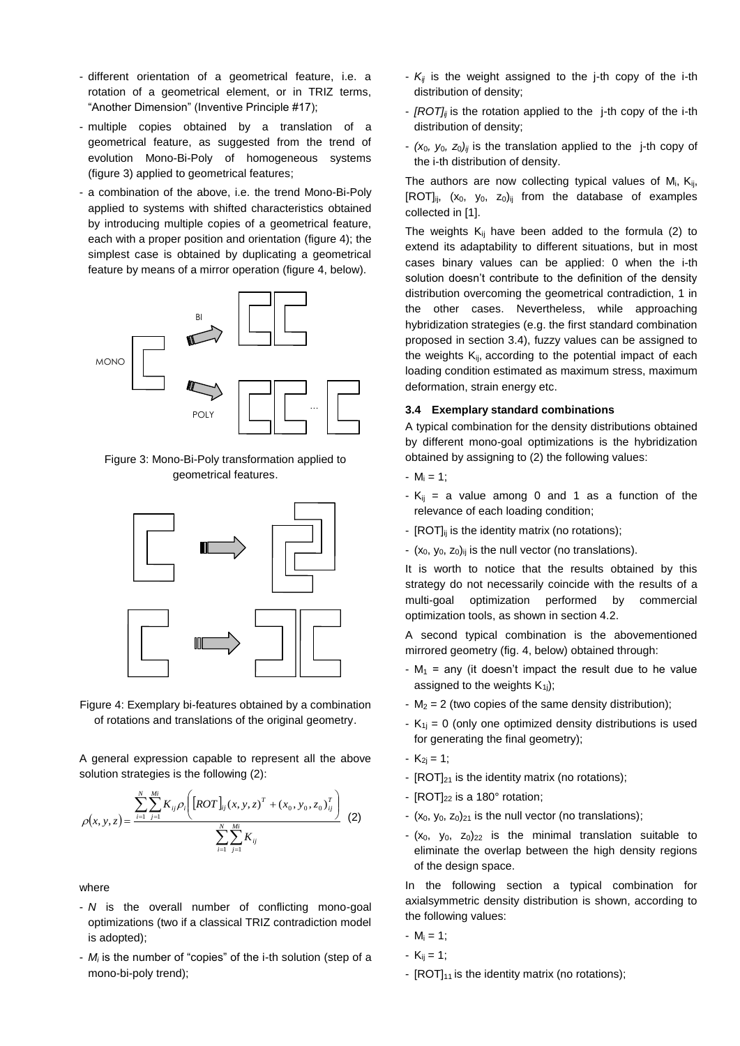- different orientation of a geometrical feature, i.e. a rotation of a geometrical element, or in TRIZ terms, "Another Dimension" (Inventive Principle #17);
- multiple copies obtained by a translation of a geometrical feature, as suggested from the trend of evolution Mono-Bi-Poly of homogeneous systems (figure 3) applied to geometrical features;
- a combination of the above, i.e. the trend Mono-Bi-Poly applied to systems with shifted characteristics obtained by introducing multiple copies of a geometrical feature, each with a proper position and orientation (figure 4); the simplest case is obtained by duplicating a geometrical feature by means of a mirror operation (figure 4, below).

MONO

BI

POLY

...

Figure 3: Mono-Bi-Poly transformation applied to geometrical features.

Figure 4: Exemplary bi-features obtained by a combination of rotations and translations of the original geometry.

A general expression capable to represent all the above solution strategies is the following (2):

$$\rho(x,y,z) = \frac{\sum_{i=1}^{N}\sum_{j=1}^{Mi} K_{ij}\rho_i\left([ROT]_{ij}(x,y,z)^T + (x_0,y_0,z_0)_{ij}^T\right)}{\sum_{i=1}^{N}\sum_{j=1}^{Mi} K_{ij}} \quad (2)$$

where

- $N$ is the overall number of conflicting mono-goal optimizations (two if a classical TRIZ contradiction model is adopted);
- $M_i$ is the number of "copies" of the i-th solution (step of a mono-bi-poly trend);
- $K_{ij}$ is the weight assigned to the j-th copy of the i-th distribution of density;
- $[ROT]_{ij}$ is the rotation applied to the j-th copy of the i-th distribution of density;
- $(x_0, y_0, z_0)_{ij}$ is the translation applied to the j-th copy of the i-th distribution of density.

The authors are now collecting typical values of $M_i$, $K_{ij}$, $[ROT]_{ij}$, $(x_0, y_0, z_0)_{ij}$ from the database of examples collected in [1].

The weights $K_{ij}$ have been added to the formula (2) to extend its adaptability to different situations, but in most cases binary values can be applied: 0 when the i-th solution doesn't contribute to the definition of the density distribution overcoming the geometrical contradiction, 1 in the other cases. Nevertheless, while approaching hybridization strategies (e.g. the first standard combination proposed in section 3.4), fuzzy values can be assigned to the weights $K_{ij}$, according to the potential impact of each loading condition estimated as maximum stress, maximum deformation, strain energy etc.

### 3.4 Exemplary standard combinations

A typical combination for the density distributions obtained by different mono-goal optimizations is the hybridization obtained by assigning to (2) the following values:

- $M_i = 1$;
- $K_{ij}$ = a value among 0 and 1 as a function of the relevance of each loading condition;
- $[ROT]_{ij}$ is the identity matrix (no rotations);
- $(x_0, y_0, z_0)_{ij}$ is the null vector (no translations).

It is worth to notice that the results obtained by this strategy do not necessarily coincide with the results of a multi-goal optimization performed by commercial optimization tools, as shown in section 4.2.

A second typical combination is the abovementioned mirrored geometry (fig. 4, below) obtained through:

- $M_1$ = any (it doesn't impact the result due to he value assigned to the weights $K_{1j}$);
- $M_2 = 2$ (two copies of the same density distribution);
- $K_{1j} = 0$ (only one optimized density distributions is used for generating the final geometry);
- $K_{2j} = 1$;
- $[ROT]_{21}$ is the identity matrix (no rotations);
- $[ROT]_{22}$ is a 180° rotation;
- $(x_0, y_0, z_0)_{21}$ is the null vector (no translations);
- $(x_0, y_0, z_0)_{22}$ is the minimal translation suitable to eliminate the overlap between the high density regions of the design space.

In the following section a typical combination for axialsymmetric density distribution is shown, according to the following values:

- $M_i = 1$;
- $K_{ij} = 1$;
- $[ROT]_{11}$ is the identity matrix (no rotations);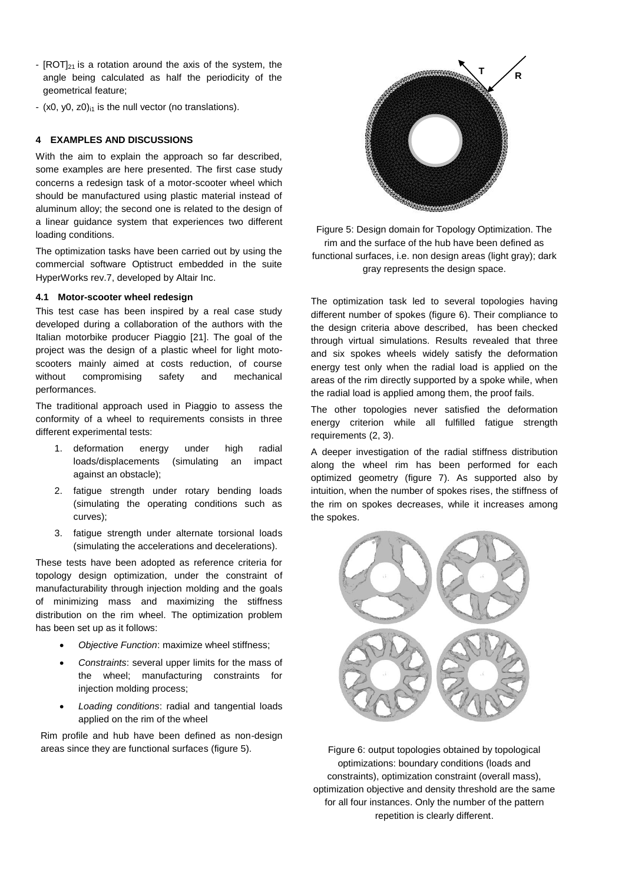- $[ROT]_{21}$ is a rotation around the axis of the system, the angle being calculated as half the periodicity of the geometrical feature;
- $(x0, y0, z0)_{i1}$ is the null vector (no translations).

## 4 EXAMPLES AND DISCUSSIONS

With the aim to explain the approach so far described, some examples are here presented. The first case study concerns a redesign task of a motor-scooter wheel which should be manufactured using plastic material instead of aluminum alloy; the second one is related to the design of a linear guidance system that experiences two different loading conditions.

The optimization tasks have been carried out by using the commercial software Optistruct embedded in the suite HyperWorks rev.7, developed by Altair Inc.

### 4.1 Motor-scooter wheel redesign

This test case has been inspired by a real case study developed during a collaboration of the authors with the Italian motorbike producer Piaggio [21]. The goal of the project was the design of a plastic wheel for light moto-scooters mainly aimed at costs reduction, of course without compromising safety and mechanical performances.

The traditional approach used in Piaggio to assess the conformity of a wheel to requirements consists in three different experimental tests:

1. deformation energy under high radial loads/displacements (simulating an impact against an obstacle);
2. fatigue strength under rotary bending loads (simulating the operating conditions such as curves);
3. fatigue strength under alternate torsional loads (simulating the accelerations and decelerations).

These tests have been adopted as reference criteria for topology design optimization, under the constraint of manufacturability through injection molding and the goals of minimizing mass and maximizing the stiffness distribution on the rim wheel. The optimization problem has been set up as it follows:

- *Objective Function*: maximize wheel stiffness;
- *Constraints*: several upper limits for the mass of the wheel; manufacturing constraints for injection molding process;
- *Loading conditions*: radial and tangential loads applied on the rim of the wheel

Rim profile and hub have been defined as non-design areas since they are functional surfaces (figure 5).

T

R

Figure 5: Design domain for Topology Optimization. The rim and the surface of the hub have been defined as functional surfaces, i.e. non design areas (light gray); dark gray represents the design space.

The optimization task led to several topologies having different number of spokes (figure 6). Their compliance to the design criteria above described, has been checked through virtual simulations. Results revealed that three and six spokes wheels widely satisfy the deformation energy test only when the radial load is applied on the areas of the rim directly supported by a spoke while, when the radial load is applied among them, the proof fails.

The other topologies never satisfied the deformation energy criterion while all fulfilled fatigue strength requirements (2, 3).

A deeper investigation of the radial stiffness distribution along the wheel rim has been performed for each optimized geometry (figure 7). As supported also by intuition, when the number of spokes rises, the stiffness of the rim on spokes decreases, while it increases among the spokes.

Figure 6: output topologies obtained by topological optimizations: boundary conditions (loads and constraints), optimization constraint (overall mass), optimization objective and density threshold are the same for all four instances. Only the number of the pattern repetition is clearly different.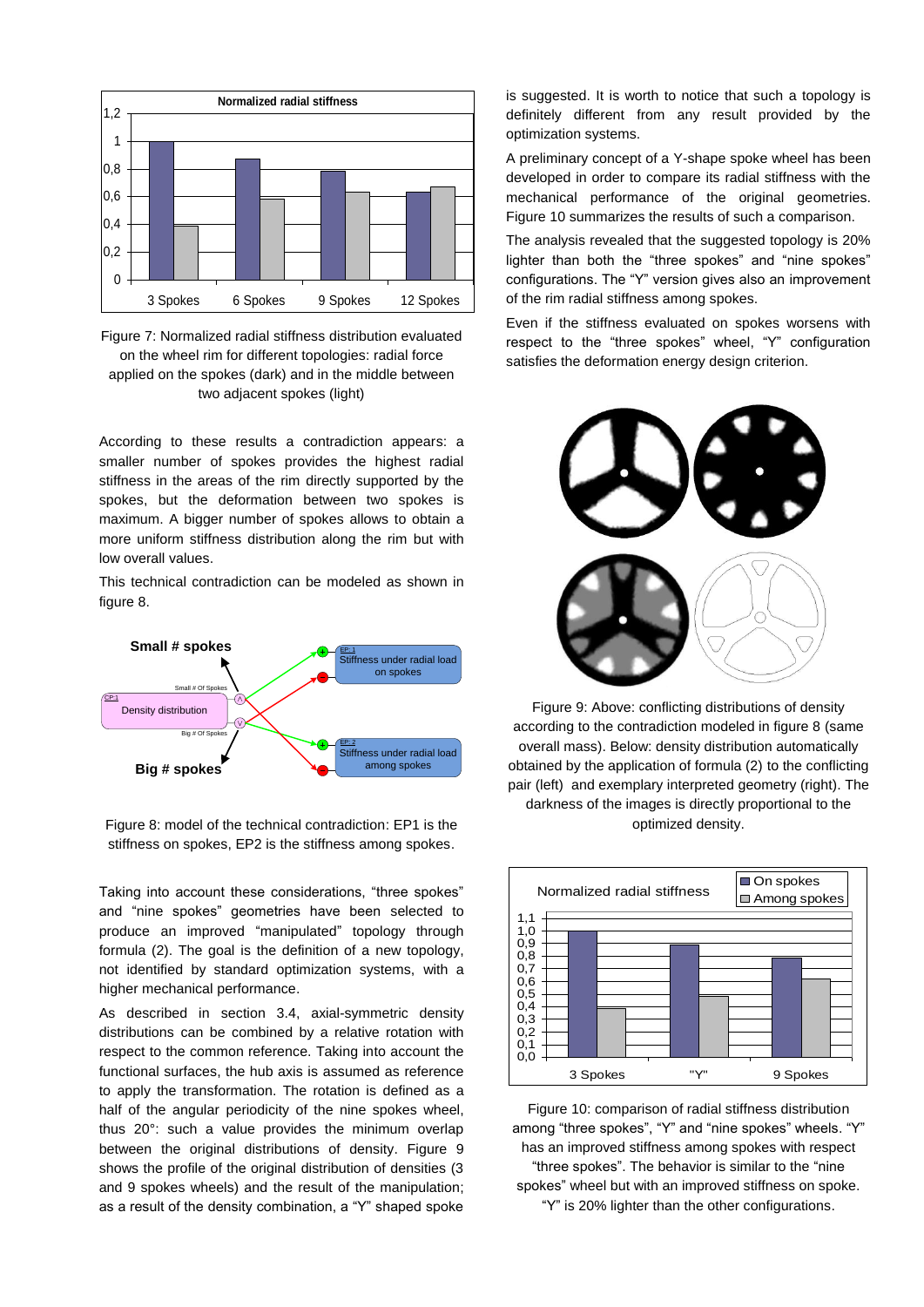Normalized radial stiffness

1,2
1
0,8
0,6
0,4
0,2
0

3 Spokes
6 Spokes
9 Spokes
12 Spokes

Figure 7: Normalized radial stiffness distribution evaluated on the wheel rim for different topologies: radial force applied on the spokes (dark) and in the middle between two adjacent spokes (light)

According to these results a contradiction appears: a smaller number of spokes provides the highest radial stiffness in the areas of the rim directly supported by the spokes, but the deformation between two spokes is maximum. A bigger number of spokes allows to obtain a more uniform stiffness distribution along the rim but with low overall values.

This technical contradiction can be modeled as shown in figure 8.

Small # spokes

Small # Of Spokes

CP:1
Density distribution

Big # Of Spokes

Big # spokes

EP: 1
Stiffness under radial load on spokes

EP: 2
Stiffness under radial load among spokes

Figure 8: model of the technical contradiction: EP1 is the stiffness on spokes, EP2 is the stiffness among spokes.

Taking into account these considerations, “three spokes” and “nine spokes” geometries have been selected to produce an improved “manipulated” topology through formula (2). The goal is the definition of a new topology, not identified by standard optimization systems, with a higher mechanical performance.

As described in section 3.4, axial-symmetric density distributions can be combined by a relative rotation with respect to the common reference. Taking into account the functional surfaces, the hub axis is assumed as reference to apply the transformation. The rotation is defined as a half of the angular periodicity of the nine spokes wheel, thus 20°: such a value provides the minimum overlap between the original distributions of density. Figure 9 shows the profile of the original distribution of densities (3 and 9 spokes wheels) and the result of the manipulation; as a result of the density combination, a “Y” shaped spoke is suggested. It is worth to notice that such a topology is definitely different from any result provided by the optimization systems.

A preliminary concept of a Y-shape spoke wheel has been developed in order to compare its radial stiffness with the mechanical performance of the original geometries. Figure 10 summarizes the results of such a comparison.

The analysis revealed that the suggested topology is 20% lighter than both the “three spokes” and “nine spokes” configurations. The “Y” version gives also an improvement of the rim radial stiffness among spokes.

Even if the stiffness evaluated on spokes worsens with respect to the “three spokes” wheel, “Y” configuration satisfies the deformation energy design criterion.

Figure 9: Above: conflicting distributions of density according to the contradiction modeled in figure 8 (same overall mass). Below: density distribution automatically obtained by the application of formula (2) to the conflicting pair (left) and exemplary interpreted geometry (right). The darkness of the images is directly proportional to the optimized density.

Normalized radial stiffness

On spokes
Among spokes

1,1
1,0
0,9
0,8
0,7
0,6
0,5
0,4
0,3
0,2
0,1
0,0

3 Spokes
"Y"
9 Spokes

Figure 10: comparison of radial stiffness distribution among “three spokes”, “Y” and “nine spokes” wheels. “Y” has an improved stiffness among spokes with respect “three spokes”. The behavior is similar to the “nine spokes” wheel but with an improved stiffness on spoke. “Y” is 20% lighter than the other configurations.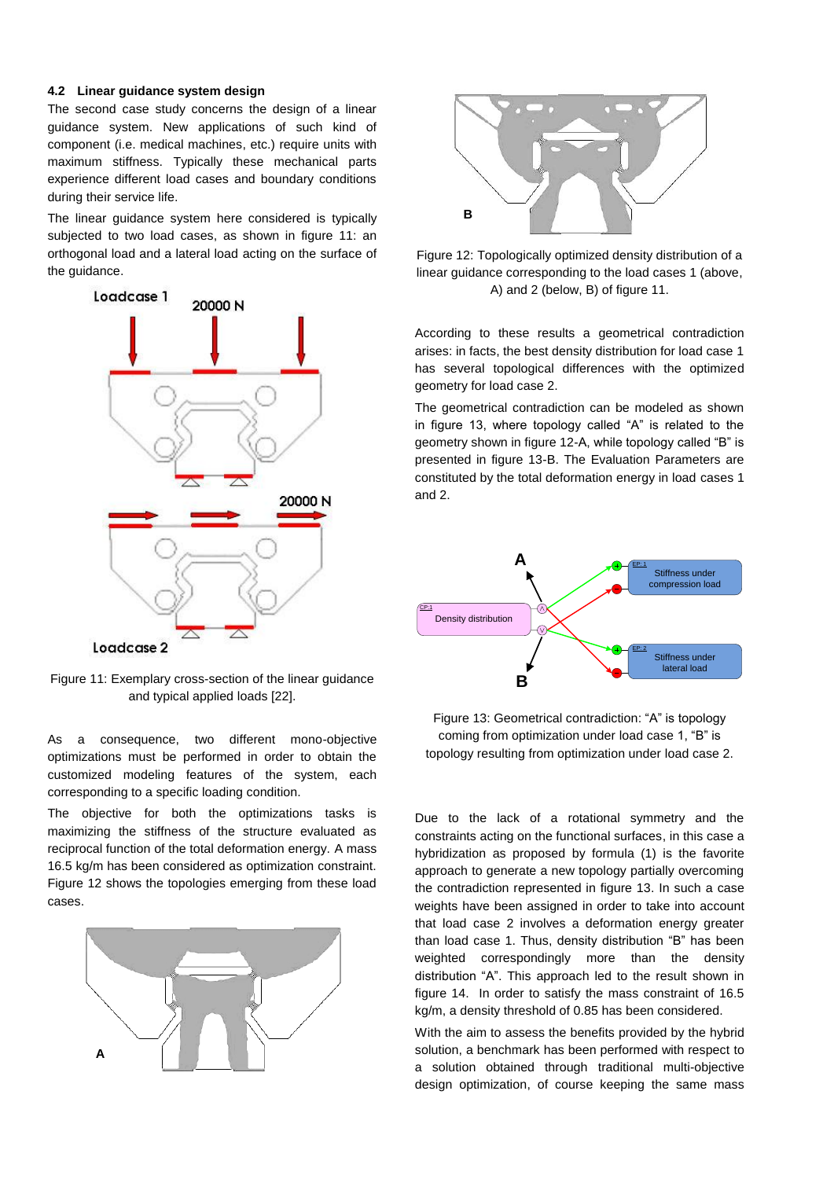### 4.2 Linear guidance system design

The second case study concerns the design of a linear guidance system. New applications of such kind of component (i.e. medical machines, etc.) require units with maximum stiffness. Typically these mechanical parts experience different load cases and boundary conditions during their service life.

The linear guidance system here considered is typically subjected to two load cases, as shown in figure 11: an orthogonal load and a lateral load acting on the surface of the guidance.

Figure 11: Exemplary cross-section of the linear guidance and typical applied loads [22].

As a consequence, two different mono-objective optimizations must be performed in order to obtain the customized modeling features of the system, each corresponding to a specific loading condition.

The objective for both the optimizations tasks is maximizing the stiffness of the structure evaluated as reciprocal function of the total deformation energy. A mass 16.5 kg/m has been considered as optimization constraint. Figure 12 shows the topologies emerging from these load cases.

Figure 12: Topologically optimized density distribution of a linear guidance corresponding to the load cases 1 (above, A) and 2 (below, B) of figure 11.

According to these results a geometrical contradiction arises: in facts, the best density distribution for load case 1 has several topological differences with the optimized geometry for load case 2.

The geometrical contradiction can be modeled as shown in figure 13, where topology called "A" is related to the geometry shown in figure 12-A, while topology called "B" is presented in figure 13-B. The Evaluation Parameters are constituted by the total deformation energy in load cases 1 and 2.

Figure 13: Geometrical contradiction: "A" is topology coming from optimization under load case 1, "B" is topology resulting from optimization under load case 2.

Due to the lack of a rotational symmetry and the constraints acting on the functional surfaces, in this case a hybridization as proposed by formula (1) is the favorite approach to generate a new topology partially overcoming the contradiction represented in figure 13. In such a case weights have been assigned in order to take into account that load case 2 involves a deformation energy greater than load case 1. Thus, density distribution "B" has been weighted correspondingly more than the density distribution "A". This approach led to the result shown in figure 14. In order to satisfy the mass constraint of 16.5 kg/m, a density threshold of 0.85 has been considered.

With the aim to assess the benefits provided by the hybrid solution, a benchmark has been performed with respect to a solution obtained through traditional multi-objective design optimization, of course keeping the same mass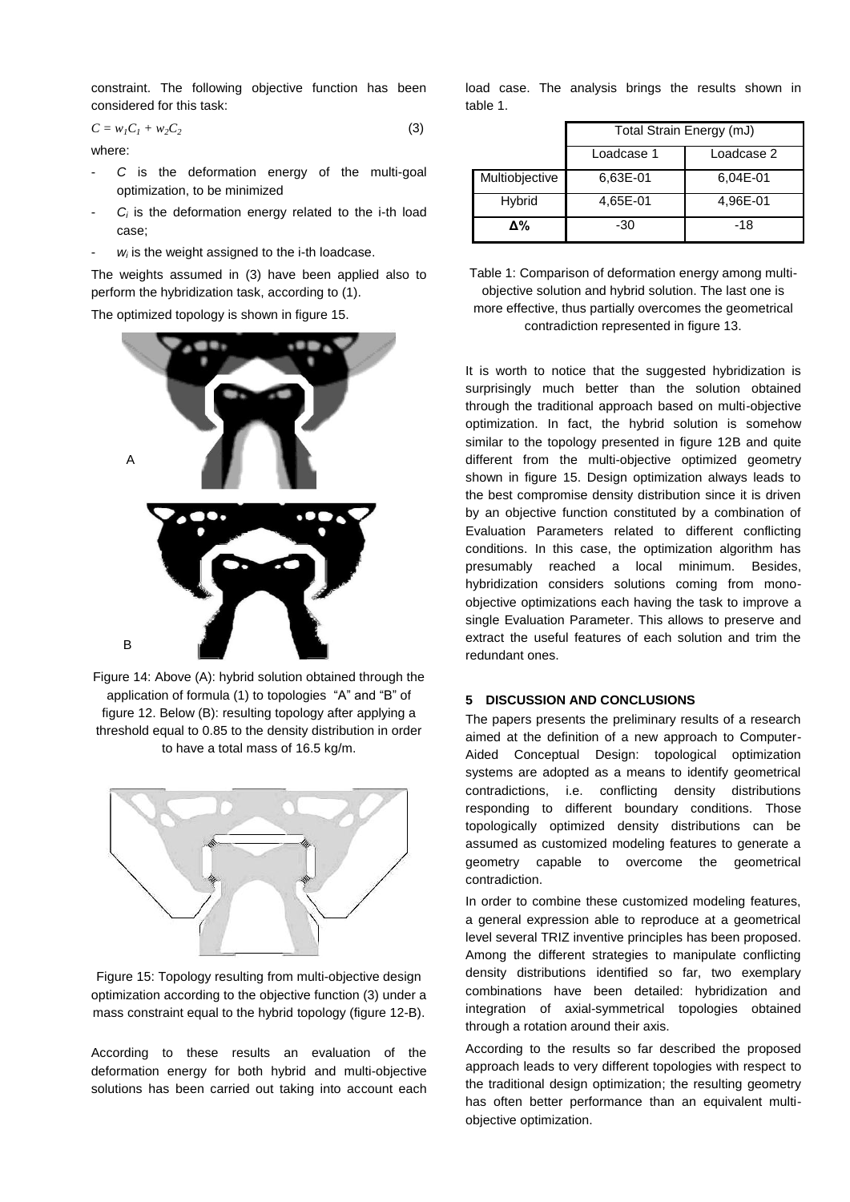constraint. The following objective function has been considered for this task:

$$C = w_1C_1 + w_2C_2 \quad (3)$$

where:

- $C$ is the deformation energy of the multi-goal optimization, to be minimized
- $C_i$ is the deformation energy related to the i-th load case;
- $w_i$ is the weight assigned to the i-th loadcase.

The weights assumed in (3) have been applied also to perform the hybridization task, according to (1).

The optimized topology is shown in figure 15.

A

B

Figure 14: Above (A): hybrid solution obtained through the application of formula (1) to topologies "A" and "B" of figure 12. Below (B): resulting topology after applying a threshold equal to 0.85 to the density distribution in order to have a total mass of 16.5 kg/m.

Figure 15: Topology resulting from multi-objective design optimization according to the objective function (3) under a mass constraint equal to the hybrid topology (figure 12-B).

According to these results an evaluation of the deformation energy for both hybrid and multi-objective solutions has been carried out taking into account each load case. The analysis brings the results shown in table 1.

| | Total Strain Energy (mJ) | |
|---|---|---|
| | Loadcase 1 | Loadcase 2 |
| Multiobjective | 6,63E-01 | 6,04E-01 |
| Hybrid | 4,65E-01 | 4,96E-01 |
| **Δ%** | -30 | -18 |

Table 1: Comparison of deformation energy among multi-objective solution and hybrid solution. The last one is more effective, thus partially overcomes the geometrical contradiction represented in figure 13.

It is worth to notice that the suggested hybridization is surprisingly much better than the solution obtained through the traditional approach based on multi-objective optimization. In fact, the hybrid solution is somehow similar to the topology presented in figure 12B and quite different from the multi-objective optimized geometry shown in figure 15. Design optimization always leads to the best compromise density distribution since it is driven by an objective function constituted by a combination of Evaluation Parameters related to different conflicting conditions. In this case, the optimization algorithm has presumably reached a local minimum. Besides, hybridization considers solutions coming from mono-objective optimizations each having the task to improve a single Evaluation Parameter. This allows to preserve and extract the useful features of each solution and trim the redundant ones.

## 5 DISCUSSION AND CONCLUSIONS

The papers presents the preliminary results of a research aimed at the definition of a new approach to Computer-Aided Conceptual Design: topological optimization systems are adopted as a means to identify geometrical contradictions, i.e. conflicting density distributions responding to different boundary conditions. Those topologically optimized density distributions can be assumed as customized modeling features to generate a geometry capable to overcome the geometrical contradiction.

In order to combine these customized modeling features, a general expression able to reproduce at a geometrical level several TRIZ inventive principles has been proposed. Among the different strategies to manipulate conflicting density distributions identified so far, two exemplary combinations have been detailed: hybridization and integration of axial-symmetrical topologies obtained through a rotation around their axis.

According to the results so far described the proposed approach leads to very different topologies with respect to the traditional design optimization; the resulting geometry has often better performance than an equivalent multi-objective optimization.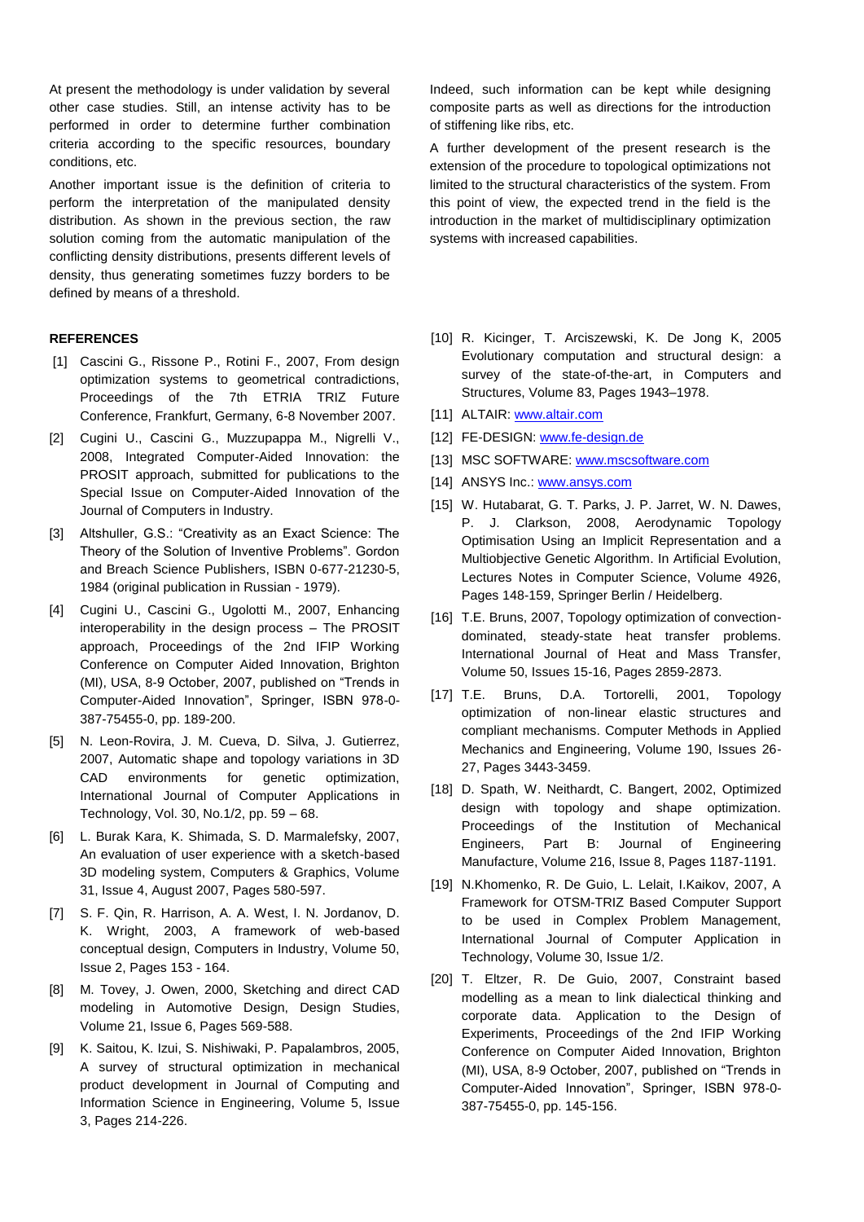At present the methodology is under validation by several other case studies. Still, an intense activity has to be performed in order to determine further combination criteria according to the specific resources, boundary conditions, etc.

Another important issue is the definition of criteria to perform the interpretation of the manipulated density distribution. As shown in the previous section, the raw solution coming from the automatic manipulation of the conflicting density distributions, presents different levels of density, thus generating sometimes fuzzy borders to be defined by means of a threshold.

Indeed, such information can be kept while designing composite parts as well as directions for the introduction of stiffening like ribs, etc.

A further development of the present research is the extension of the procedure to topological optimizations not limited to the structural characteristics of the system. From this point of view, the expected trend in the field is the introduction in the market of multidisciplinary optimization systems with increased capabilities.

**REFERENCES**

[1] Cascini G., Rissone P., Rotini F., 2007, From design optimization systems to geometrical contradictions, Proceedings of the 7th ETRIA TRIZ Future Conference, Frankfurt, Germany, 6-8 November 2007.

[2] Cugini U., Cascini G., Muzzupappa M., Nigrelli V., 2008, Integrated Computer-Aided Innovation: the PROSIT approach, submitted for publications to the Special Issue on Computer-Aided Innovation of the Journal of Computers in Industry.

[3] Altshuller, G.S.: "Creativity as an Exact Science: The Theory of the Solution of Inventive Problems". Gordon and Breach Science Publishers, ISBN 0-677-21230-5, 1984 (original publication in Russian - 1979).

[4] Cugini U., Cascini G., Ugolotti M., 2007, Enhancing interoperability in the design process – The PROSIT approach, Proceedings of the 2nd IFIP Working Conference on Computer Aided Innovation, Brighton (MI), USA, 8-9 October, 2007, published on "Trends in Computer-Aided Innovation", Springer, ISBN 978-0-387-75455-0, pp. 189-200.

[5] N. Leon-Rovira, J. M. Cueva, D. Silva, J. Gutierrez, 2007, Automatic shape and topology variations in 3D CAD environments for genetic optimization, International Journal of Computer Applications in Technology, Vol. 30, No.1/2, pp. 59 – 68.

[6] L. Burak Kara, K. Shimada, S. D. Marmalefsky, 2007, An evaluation of user experience with a sketch-based 3D modeling system, Computers & Graphics, Volume 31, Issue 4, August 2007, Pages 580-597.

[7] S. F. Qin, R. Harrison, A. A. West, I. N. Jordanov, D. K. Wright, 2003, A framework of web-based conceptual design, Computers in Industry, Volume 50, Issue 2, Pages 153 - 164.

[8] M. Tovey, J. Owen, 2000, Sketching and direct CAD modeling in Automotive Design, Design Studies, Volume 21, Issue 6, Pages 569-588.

[9] K. Saitou, K. Izui, S. Nishiwaki, P. Papalambros, 2005, A survey of structural optimization in mechanical product development in Journal of Computing and Information Science in Engineering, Volume 5, Issue 3, Pages 214-226.

[10] R. Kicinger, T. Arciszewski, K. De Jong K, 2005 Evolutionary computation and structural design: a survey of the state-of-the-art, in Computers and Structures, Volume 83, Pages 1943–1978.

[11] ALTAIR: www.altair.com

[12] FE-DESIGN: www.fe-design.de

[13] MSC SOFTWARE: www.mscsoftware.com

[14] ANSYS Inc.: www.ansys.com

[15] W. Hutabarat, G. T. Parks, J. P. Jarret, W. N. Dawes, P. J. Clarkson, 2008, Aerodynamic Topology Optimisation Using an Implicit Representation and a Multiobjective Genetic Algorithm. In Artificial Evolution, Lectures Notes in Computer Science, Volume 4926, Pages 148-159, Springer Berlin / Heidelberg.

[16] T.E. Bruns, 2007, Topology optimization of convection-dominated, steady-state heat transfer problems. International Journal of Heat and Mass Transfer, Volume 50, Issues 15-16, Pages 2859-2873.

[17] T.E. Bruns, D.A. Tortorelli, 2001, Topology optimization of non-linear elastic structures and compliant mechanisms. Computer Methods in Applied Mechanics and Engineering, Volume 190, Issues 26-27, Pages 3443-3459.

[18] D. Spath, W. Neithardt, C. Bangert, 2002, Optimized design with topology and shape optimization. Proceedings of the Institution of Mechanical Engineers, Part B: Journal of Engineering Manufacture, Volume 216, Issue 8, Pages 1187-1191.

[19] N.Khomenko, R. De Guio, L. Lelait, I.Kaikov, 2007, A Framework for OTSM-TRIZ Based Computer Support to be used in Complex Problem Management, International Journal of Computer Application in Technology, Volume 30, Issue 1/2.

[20] T. Eltzer, R. De Guio, 2007, Constraint based modelling as a mean to link dialectical thinking and corporate data. Application to the Design of Experiments, Proceedings of the 2nd IFIP Working Conference on Computer Aided Innovation, Brighton (MI), USA, 8-9 October, 2007, published on "Trends in Computer-Aided Innovation", Springer, ISBN 978-0-387-75455-0, pp. 145-156.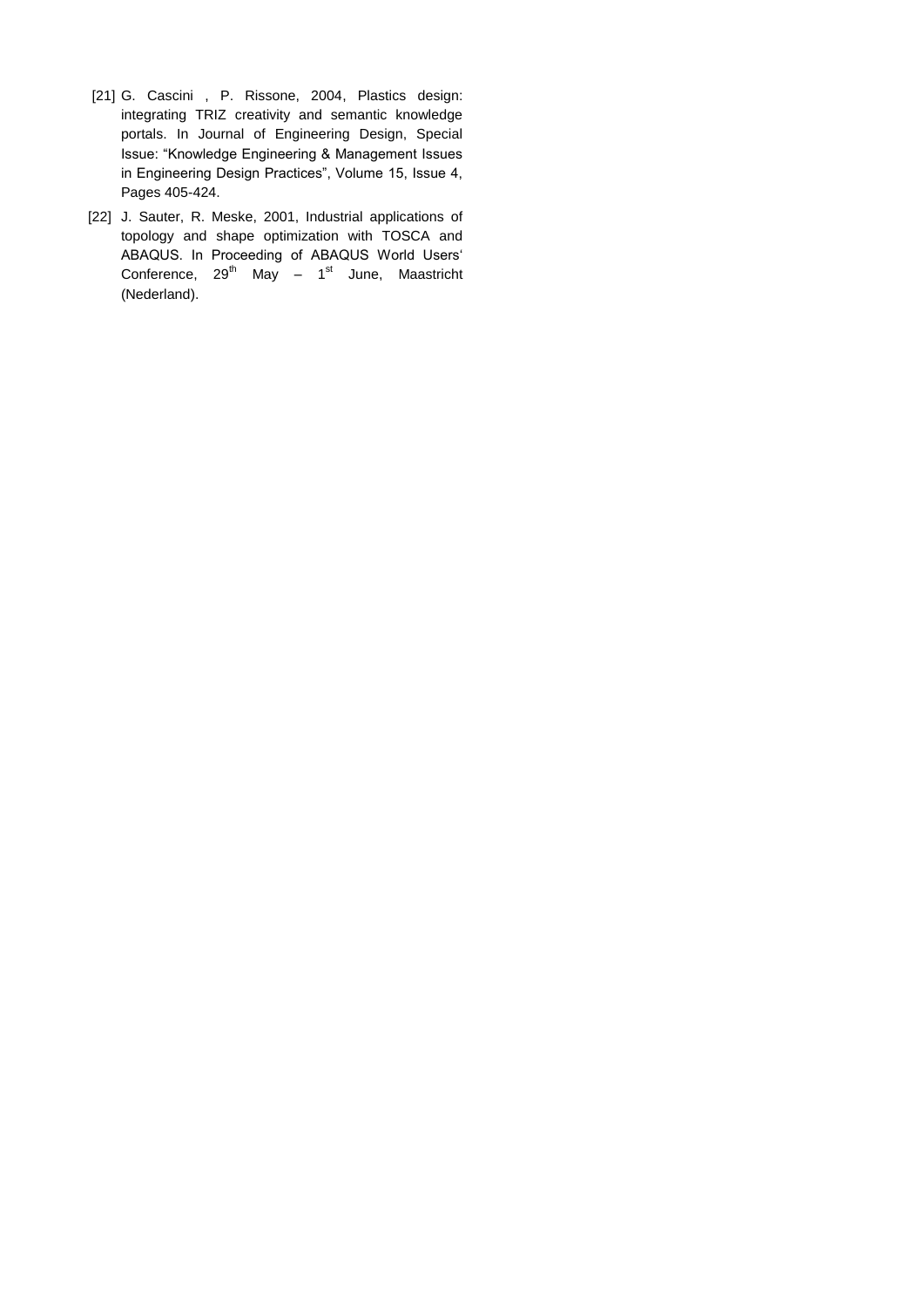[21] G. Cascini , P. Rissone, 2004, Plastics design: integrating TRIZ creativity and semantic knowledge portals. In Journal of Engineering Design, Special Issue: "Knowledge Engineering & Management Issues in Engineering Design Practices", Volume 15, Issue 4, Pages 405-424.

[22] J. Sauter, R. Meske, 2001, Industrial applications of topology and shape optimization with TOSCA and ABAQUS. In Proceeding of ABAQUS World Users' Conference, 29th May – 1st June, Maastricht (Nederland).